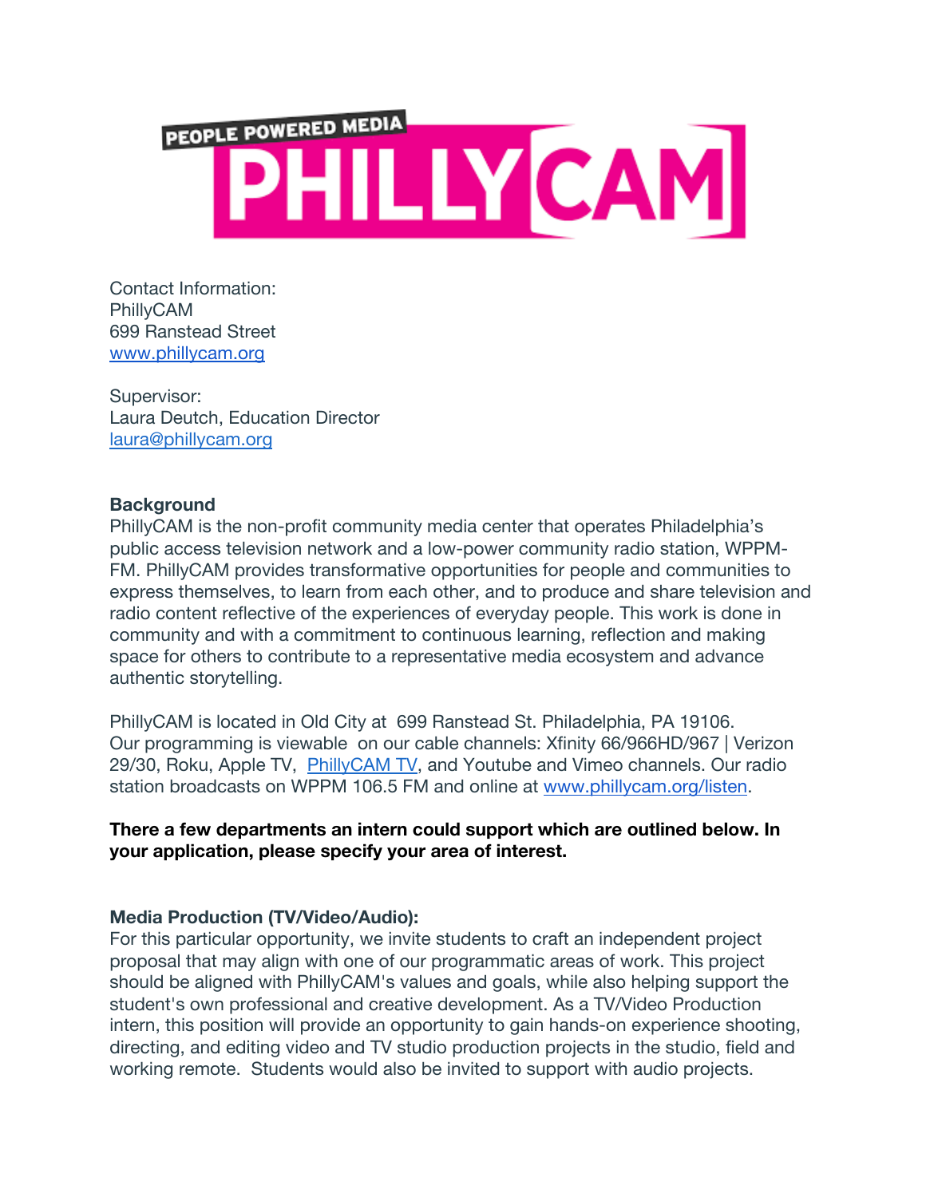PEOPLE POWERED MEDIA

PHILLY CAM

Contact Information:
PhillyCAM
699 Ranstead Street
[www.phillycam.org](http://www.phillycam.org)

Supervisor:
Laura Deutch, Education Director
[laura@phillycam.org](mailto:laura@phillycam.org)

**Background**

PhillyCAM is the non-profit community media center that operates Philadelphia's public access television network and a low-power community radio station, WPPM-FM. PhillyCAM provides transformative opportunities for people and communities to express themselves, to learn from each other, and to produce and share television and radio content reflective of the experiences of everyday people. This work is done in community and with a commitment to continuous learning, reflection and making space for others to contribute to a representative media ecosystem and advance authentic storytelling.

PhillyCAM is located in Old City at 699 Ranstead St. Philadelphia, PA 19106. Our programming is viewable on our cable channels: Xfinity 66/966HD/967 | Verizon 29/30, Roku, Apple TV, PhillyCAM TV, and Youtube and Vimeo channels. Our radio station broadcasts on WPPM 106.5 FM and online at [www.phillycam.org/listen](http://www.phillycam.org/listen).

**There a few departments an intern could support which are outlined below. In your application, please specify your area of interest.**

**Media Production (TV/Video/Audio):**

For this particular opportunity, we invite students to craft an independent project proposal that may align with one of our programmatic areas of work. This project should be aligned with PhillyCAM's values and goals, while also helping support the student's own professional and creative development. As a TV/Video Production intern, this position will provide an opportunity to gain hands-on experience shooting, directing, and editing video and TV studio production projects in the studio, field and working remote. Students would also be invited to support with audio projects.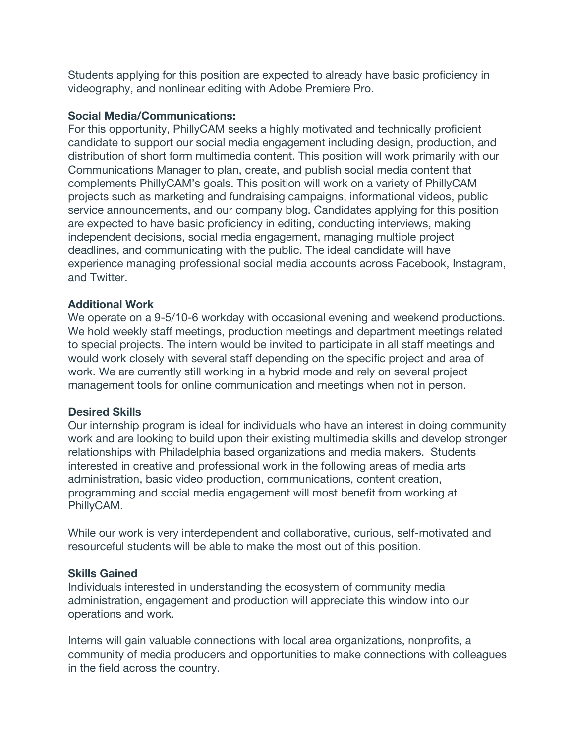Students applying for this position are expected to already have basic proficiency in videography, and nonlinear editing with Adobe Premiere Pro.

**Social Media/Communications:**
For this opportunity, PhillyCAM seeks a highly motivated and technically proficient candidate to support our social media engagement including design, production, and distribution of short form multimedia content. This position will work primarily with our Communications Manager to plan, create, and publish social media content that complements PhillyCAM's goals. This position will work on a variety of PhillyCAM projects such as marketing and fundraising campaigns, informational videos, public service announcements, and our company blog. Candidates applying for this position are expected to have basic proficiency in editing, conducting interviews, making independent decisions, social media engagement, managing multiple project deadlines, and communicating with the public. The ideal candidate will have experience managing professional social media accounts across Facebook, Instagram, and Twitter.

**Additional Work**
We operate on a 9-5/10-6 workday with occasional evening and weekend productions. We hold weekly staff meetings, production meetings and department meetings related to special projects. The intern would be invited to participate in all staff meetings and would work closely with several staff depending on the specific project and area of work. We are currently still working in a hybrid mode and rely on several project management tools for online communication and meetings when not in person.

**Desired Skills**
Our internship program is ideal for individuals who have an interest in doing community work and are looking to build upon their existing multimedia skills and develop stronger relationships with Philadelphia based organizations and media makers. Students interested in creative and professional work in the following areas of media arts administration, basic video production, communications, content creation, programming and social media engagement will most benefit from working at PhillyCAM.

While our work is very interdependent and collaborative, curious, self-motivated and resourceful students will be able to make the most out of this position.

**Skills Gained**
Individuals interested in understanding the ecosystem of community media administration, engagement and production will appreciate this window into our operations and work.

Interns will gain valuable connections with local area organizations, nonprofits, a community of media producers and opportunities to make connections with colleagues in the field across the country.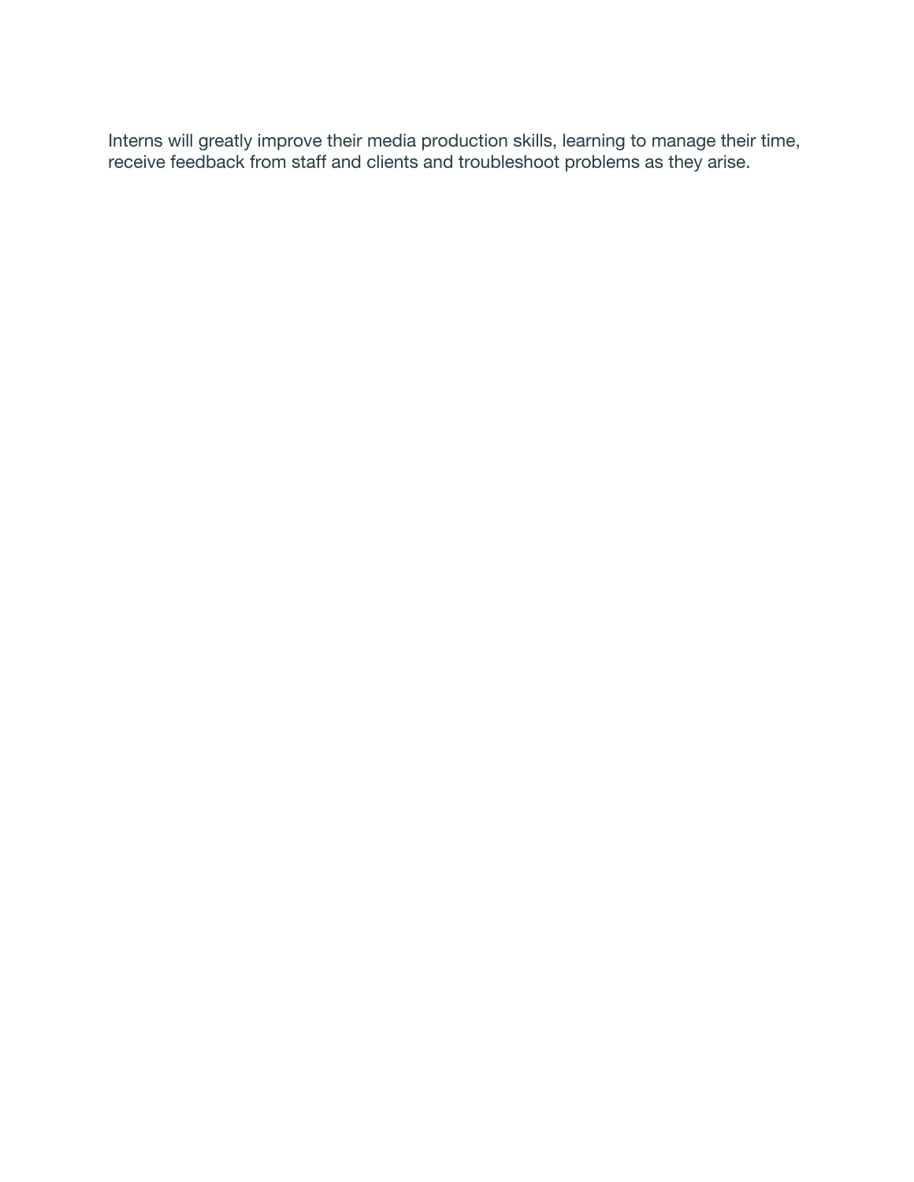Interns will greatly improve their media production skills, learning to manage their time, receive feedback from staff and clients and troubleshoot problems as they arise.